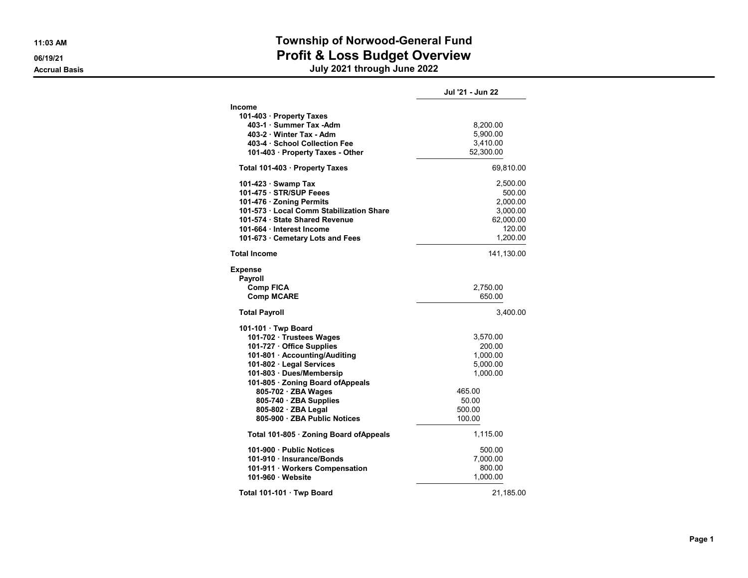# Township of Norwood-General Fund
## Profit & Loss Budget Overview
### July 2021 through June 2022

11:03 AM
06/19/21
Accrual Basis

| | | | Jul '21 - Jun 22 |
|---|---|---|---|
| **Income** | | | |
| **101-403 · Property Taxes** | | | |
| **403-1 · Summer Tax -Adm** | | 8,200.00 | |
| **403-2 · Winter Tax - Adm** | | 5,900.00 | |
| **403-4 · School Collection Fee** | | 3,410.00 | |
| **101-403 · Property Taxes - Other** | | 52,300.00 | |
| **Total 101-403 · Property Taxes** | | | 69,810.00 |
| **101-423 · Swamp Tax** | | | 2,500.00 |
| **101-475 · STR/SUP Feees** | | | 500.00 |
| **101-476 · Zoning Permits** | | | 2,000.00 |
| **101-573 · Local Comm Stabilization Share** | | | 3,000.00 |
| **101-574 · State Shared Revenue** | | | 62,000.00 |
| **101-664 · Interest Income** | | | 120.00 |
| **101-673 · Cemetary Lots and Fees** | | | 1,200.00 |
| **Total Income** | | | 141,130.00 |
| **Expense** | | | |
| **Payroll** | | | |
| **Comp FICA** | | 2,750.00 | |
| **Comp MCARE** | | 650.00 | |
| **Total Payroll** | | | 3,400.00 |
| **101-101 · Twp Board** | | | |
| **101-702 · Trustees Wages** | | 3,570.00 | |
| **101-727 · Office Supplies** | | 200.00 | |
| **101-801 · Accounting/Auditing** | | 1,000.00 | |
| **101-802 · Legal Services** | | 5,000.00 | |
| **101-803 · Dues/Membersip** | | 1,000.00 | |
| **101-805 · Zoning Board ofAppeals** | | | |
| **805-702 · ZBA Wages** | 465.00 | | |
| **805-740 · ZBA Supplies** | 50.00 | | |
| **805-802 · ZBA Legal** | 500.00 | | |
| **805-900 · ZBA Public Notices** | 100.00 | | |
| **Total 101-805 · Zoning Board ofAppeals** | | 1,115.00 | |
| **101-900 · Public Notices** | | 500.00 | |
| **101-910 · Insurance/Bonds** | | 7,000.00 | |
| **101-911 · Workers Compensation** | | 800.00 | |
| **101-960 · Website** | | 1,000.00 | |
| **Total 101-101 · Twp Board** | | | 21,185.00 |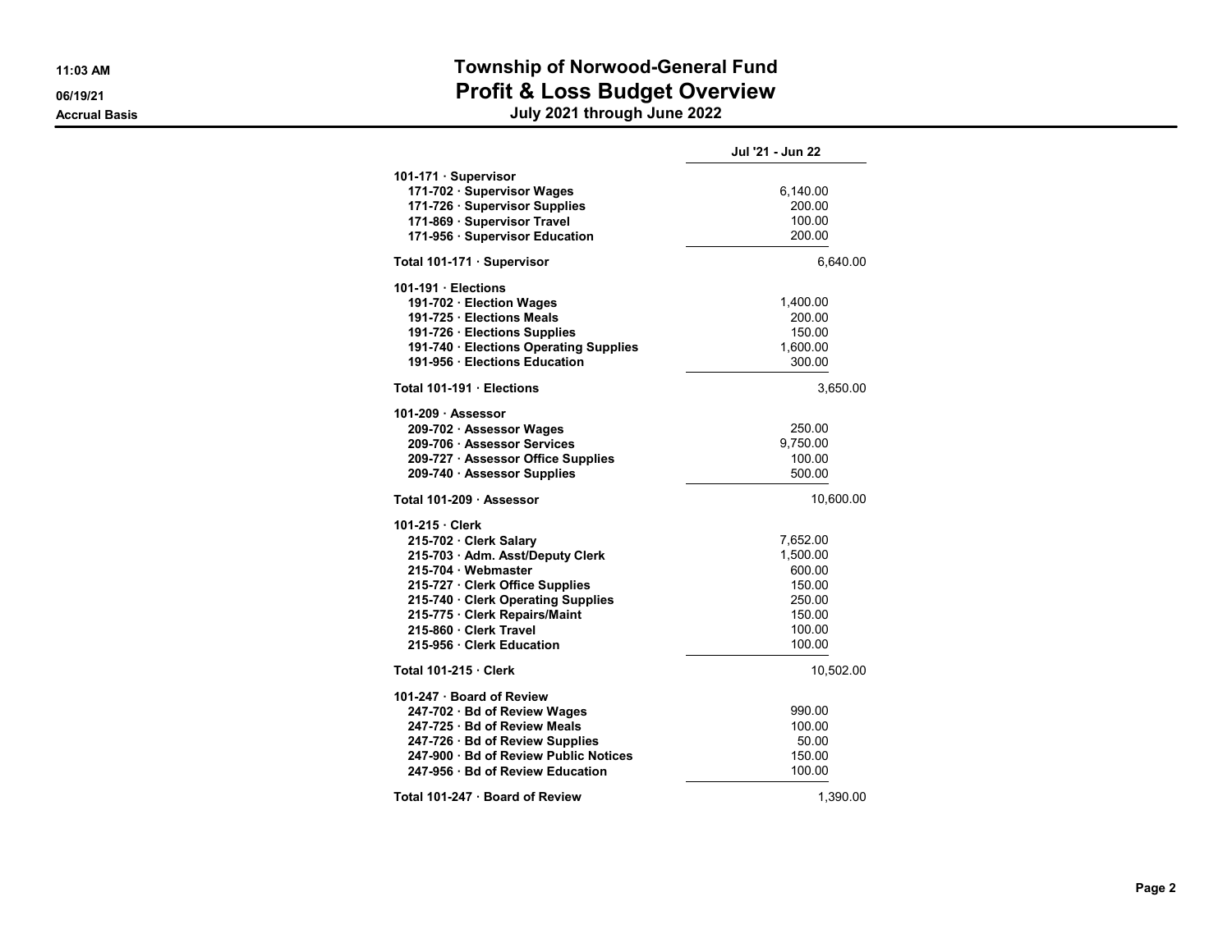# Township of Norwood-General Fund

## Profit & Loss Budget Overview

### July 2021 through June 2022

11:03 AM
06/19/21
Accrual Basis

| | Jul '21 - Jun 22 | |
|---|---|---|
| **101-171 · Supervisor** | | |
| 171-702 · Supervisor Wages | 6,140.00 | |
| 171-726 · Supervisor Supplies | 200.00 | |
| 171-869 · Supervisor Travel | 100.00 | |
| 171-956 · Supervisor Education | 200.00 | |
| **Total 101-171 · Supervisor** | | 6,640.00 |
| **101-191 · Elections** | | |
| 191-702 · Election Wages | 1,400.00 | |
| 191-725 · Elections Meals | 200.00 | |
| 191-726 · Elections Supplies | 150.00 | |
| 191-740 · Elections Operating Supplies | 1,600.00 | |
| 191-956 · Elections Education | 300.00 | |
| **Total 101-191 · Elections** | | 3,650.00 |
| **101-209 · Assessor** | | |
| 209-702 · Assessor Wages | 250.00 | |
| 209-706 · Assessor Services | 9,750.00 | |
| 209-727 · Assessor Office Supplies | 100.00 | |
| 209-740 · Assessor Supplies | 500.00 | |
| **Total 101-209 · Assessor** | | 10,600.00 |
| **101-215 · Clerk** | | |
| 215-702 · Clerk Salary | 7,652.00 | |
| 215-703 · Adm. Asst/Deputy Clerk | 1,500.00 | |
| 215-704 · Webmaster | 600.00 | |
| 215-727 · Clerk Office Supplies | 150.00 | |
| 215-740 · Clerk Operating Supplies | 250.00 | |
| 215-775 · Clerk Repairs/Maint | 150.00 | |
| 215-860 · Clerk Travel | 100.00 | |
| 215-956 · Clerk Education | 100.00 | |
| **Total 101-215 · Clerk** | | 10,502.00 |
| **101-247 · Board of Review** | | |
| 247-702 · Bd of Review Wages | 990.00 | |
| 247-725 · Bd of Review Meals | 100.00 | |
| 247-726 · Bd of Review Supplies | 50.00 | |
| 247-900 · Bd of Review Public Notices | 150.00 | |
| 247-956 · Bd of Review Education | 100.00 | |
| **Total 101-247 · Board of Review** | | 1,390.00 |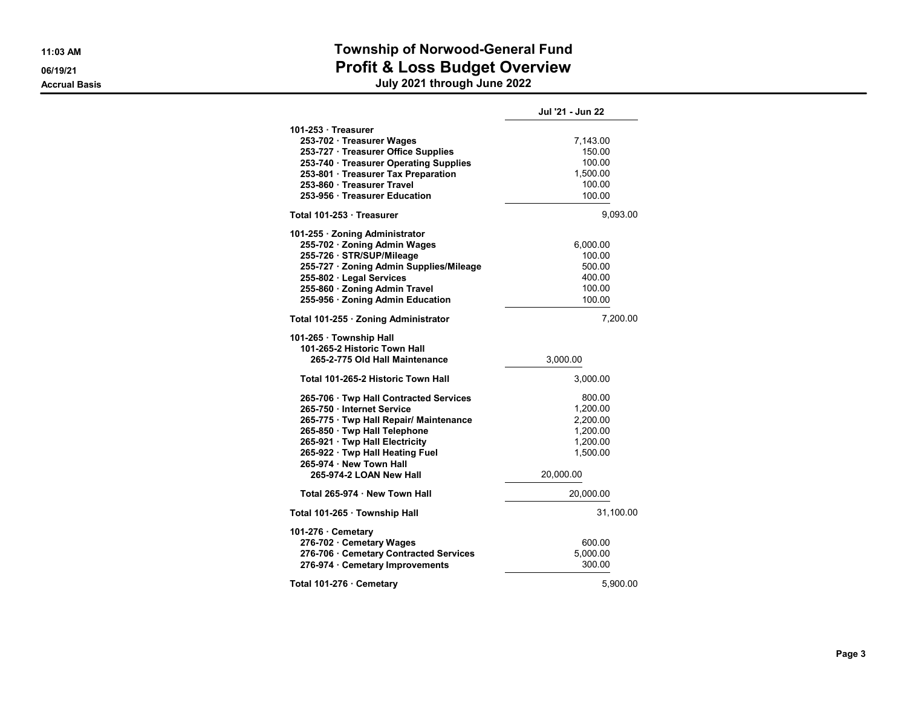# Township of Norwood-General Fund

## Profit & Loss Budget Overview

### July 2021 through June 2022

11:03 AM
06/19/21
Accrual Basis

| | Jul '21 - Jun 22 | |
|---|---|---|
| **101-253 · Treasurer** | | |
| 253-702 · Treasurer Wages | 7,143.00 | |
| 253-727 · Treasurer Office Supplies | 150.00 | |
| 253-740 · Treasurer Operating Supplies | 100.00 | |
| 253-801 · Treasurer Tax Preparation | 1,500.00 | |
| 253-860 · Treasurer Travel | 100.00 | |
| 253-956 · Treasurer Education | 100.00 | |
| **Total 101-253 · Treasurer** | | 9,093.00 |
| **101-255 · Zoning Administrator** | | |
| 255-702 · Zoning Admin Wages | 6,000.00 | |
| 255-726 · STR/SUP/Mileage | 100.00 | |
| 255-727 · Zoning Admin Supplies/Mileage | 500.00 | |
| 255-802 · Legal Services | 400.00 | |
| 255-860 · Zoning Admin Travel | 100.00 | |
| 255-956 · Zoning Admin Education | 100.00 | |
| **Total 101-255 · Zoning Administrator** | | 7,200.00 |
| **101-265 · Township Hall** | | |
| 101-265-2 Historic Town Hall | | |
| 265-2-775 Old Hall Maintenance | 3,000.00 | |
| Total 101-265-2 Historic Town Hall | 3,000.00 | |
| 265-706 · Twp Hall Contracted Services | 800.00 | |
| 265-750 · Internet Service | 1,200.00 | |
| 265-775 · Twp Hall Repair/ Maintenance | 2,200.00 | |
| 265-850 · Twp Hall Telephone | 1,200.00 | |
| 265-921 · Twp Hall Electricity | 1,200.00 | |
| 265-922 · Twp Hall Heating Fuel | 1,500.00 | |
| 265-974 · New Town Hall | | |
| 265-974-2 LOAN New Hall | 20,000.00 | |
| Total 265-974 · New Town Hall | 20,000.00 | |
| **Total 101-265 · Township Hall** | | 31,100.00 |
| **101-276 · Cemetary** | | |
| 276-702 · Cemetary Wages | 600.00 | |
| 276-706 · Cemetary Contracted Services | 5,000.00 | |
| 276-974 · Cemetary Improvements | 300.00 | |
| **Total 101-276 · Cemetary** | | 5,900.00 |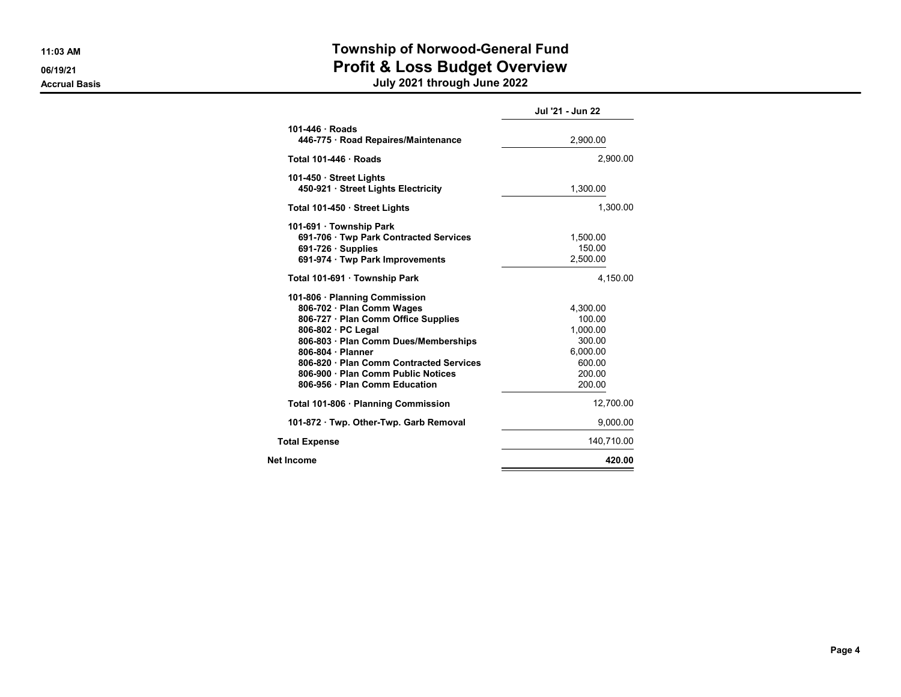# Township of Norwood-General Fund

## Profit & Loss Budget Overview

### July 2021 through June 2022

11:03 AM
06/19/21
Accrual Basis

| | Jul '21 - Jun 22 | |
|---|---|---|
| 101-446 · Roads | | |
| 446-775 · Road Repaires/Maintenance | 2,900.00 | |
| Total 101-446 · Roads | | 2,900.00 |
| 101-450 · Street Lights | | |
| 450-921 · Street Lights Electricity | 1,300.00 | |
| Total 101-450 · Street Lights | | 1,300.00 |
| 101-691 · Township Park | | |
| 691-706 · Twp Park Contracted Services | 1,500.00 | |
| 691-726 · Supplies | 150.00 | |
| 691-974 · Twp Park Improvements | 2,500.00 | |
| Total 101-691 · Township Park | | 4,150.00 |
| 101-806 · Planning Commission | | |
| 806-702 · Plan Comm Wages | 4,300.00 | |
| 806-727 · Plan Comm Office Supplies | 100.00 | |
| 806-802 · PC Legal | 1,000.00 | |
| 806-803 · Plan Comm Dues/Memberships | 300.00 | |
| 806-804 · Planner | 6,000.00 | |
| 806-820 · Plan Comm Contracted Services | 600.00 | |
| 806-900 · Plan Comm Public Notices | 200.00 | |
| 806-956 · Plan Comm Education | 200.00 | |
| Total 101-806 · Planning Commission | | 12,700.00 |
| 101-872 · Twp. Other-Twp. Garb Removal | | 9,000.00 |
| Total Expense | | 140,710.00 |
| Net Income | | **420.00** |